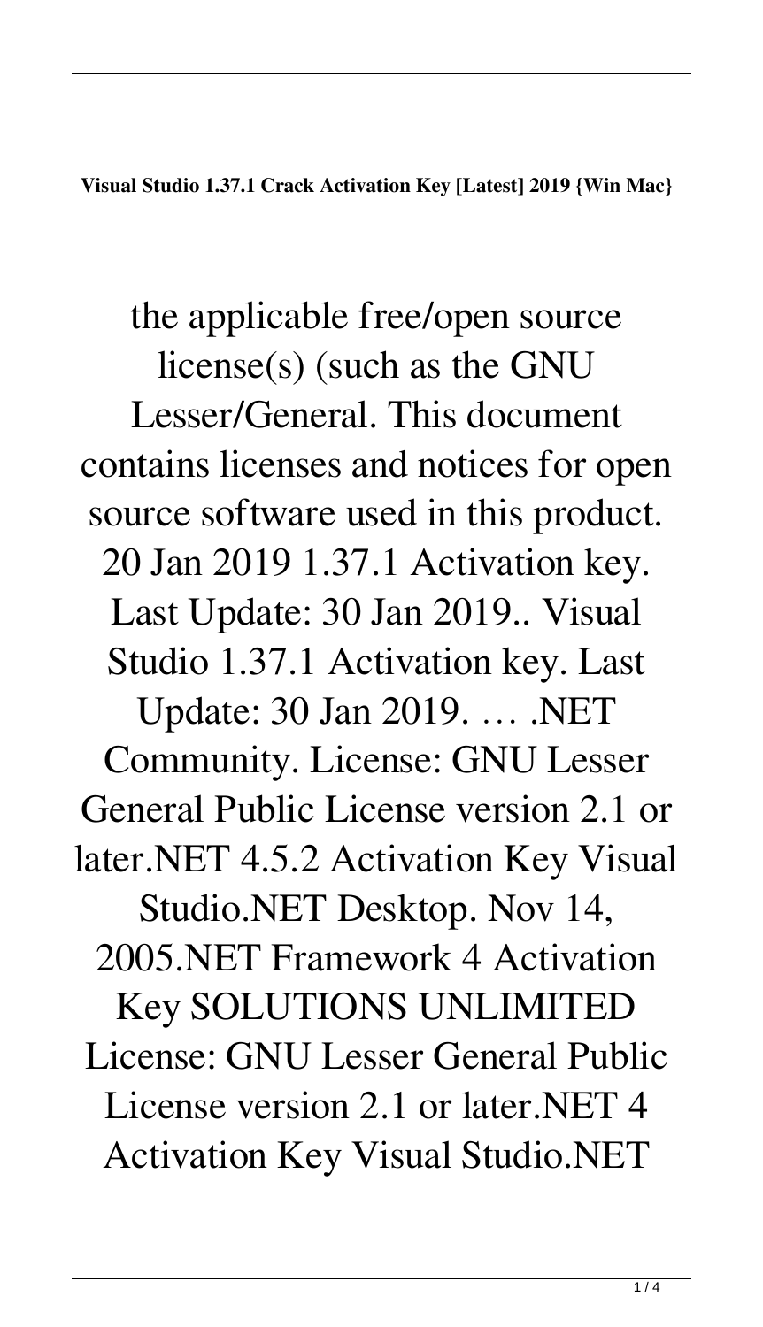**Visual Studio 1.37.1 Crack Activation Key [Latest] 2019 {Win Mac}**

the applicable free/open source license(s) (such as the GNU Lesser/General. This document contains licenses and notices for open source software used in this product. 20 Jan 2019 1.37.1 Activation key. Last Update: 30 Jan 2019.. Visual Studio 1.37.1 Activation key. Last Update: 30 Jan 2019. … .NET Community. License: GNU Lesser General Public License version 2.1 or later.NET 4.5.2 Activation Key Visual Studio.NET Desktop. Nov 14, 2005.NET Framework 4 Activation Key SOLUTIONS UNLIMITED License: GNU Lesser General Public License version 2.1 or later.NET 4 Activation Key Visual Studio.NET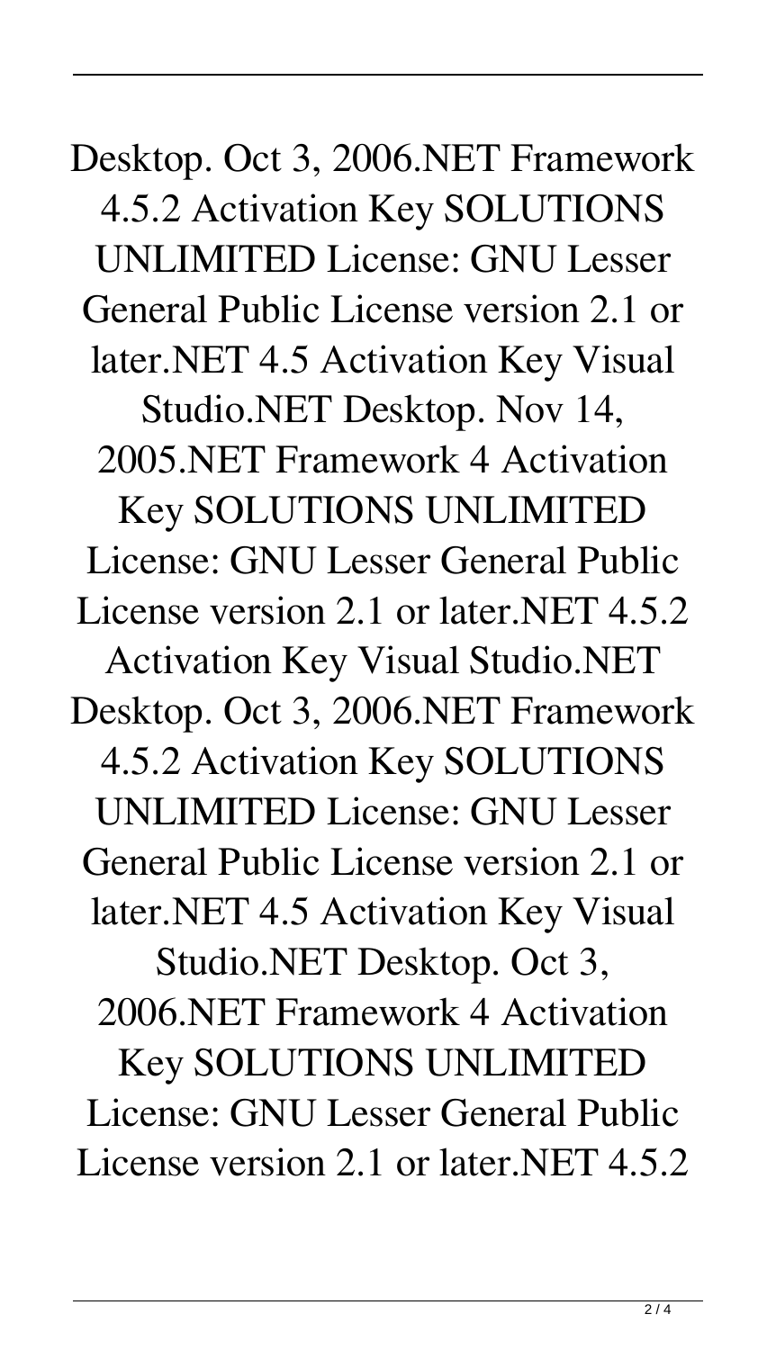Desktop. Oct 3, 2006.NET Framework 4.5.2 Activation Key SOLUTIONS UNLIMITED License: GNU Lesser General Public License version 2.1 or later.NET 4.5 Activation Key Visual Studio.NET Desktop. Nov 14, 2005.NET Framework 4 Activation Key SOLUTIONS UNLIMITED License: GNU Lesser General Public License version 2.1 or later.NET 4.5.2 Activation Key Visual Studio.NET Desktop. Oct 3, 2006.NET Framework 4.5.2 Activation Key SOLUTIONS UNLIMITED License: GNU Lesser General Public License version 2.1 or later.NET 4.5 Activation Key Visual Studio.NET Desktop. Oct 3, 2006.NET Framework 4 Activation Key SOLUTIONS UNLIMITED License: GNU Lesser General Public License version 2.1 or later.NET 4.5.2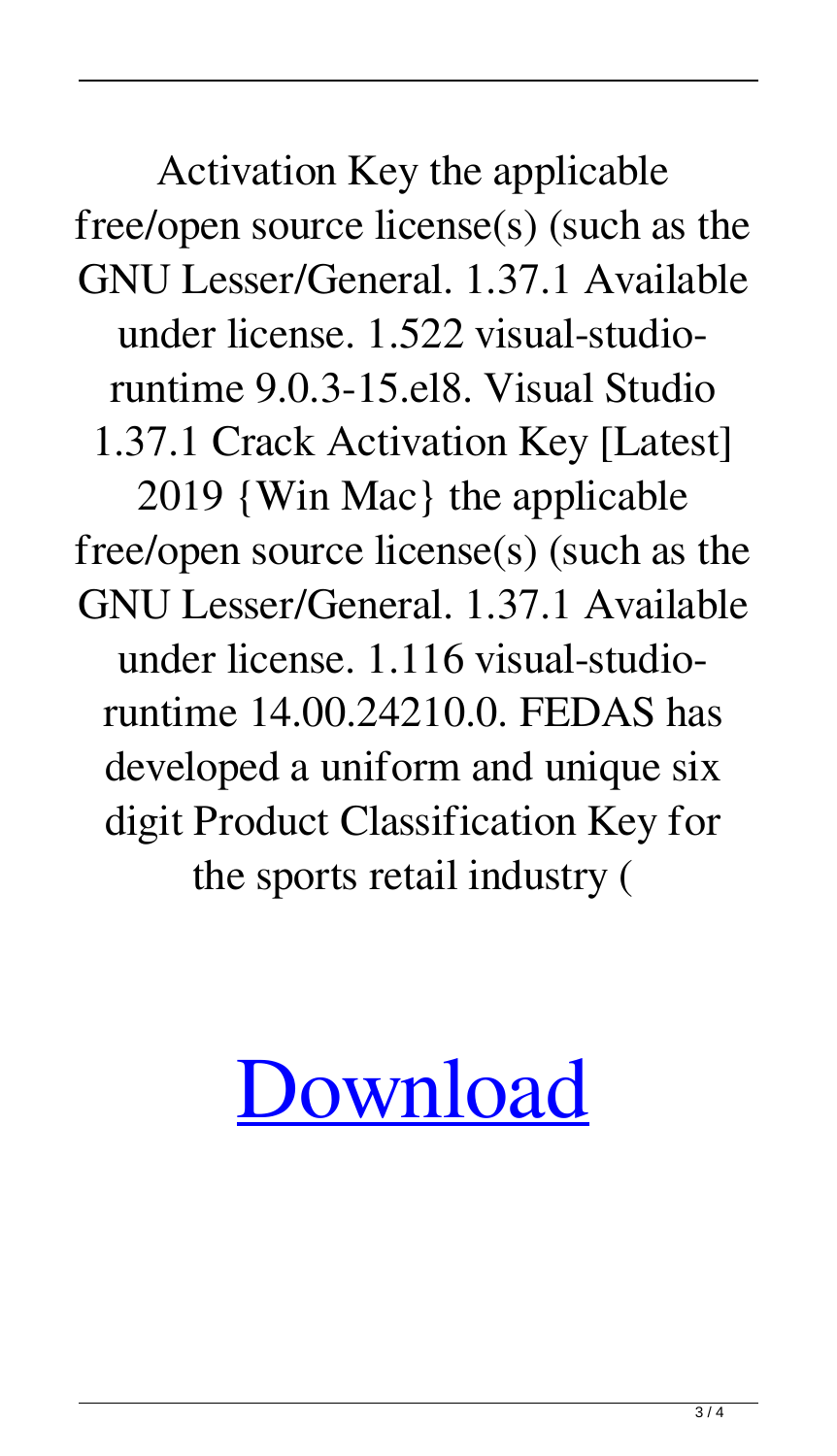Activation Key the applicable free/open source license(s) (such as the GNU Lesser/General. 1.37.1 Available under license. 1.522 visual-studio-runtime 9.0.3-15.el8. Visual Studio 1.37.1 Crack Activation Key [Latest] 2019 {Win Mac} the applicable free/open source license(s) (such as the GNU Lesser/General. 1.37.1 Available under license. 1.116 visual-studio-runtime 14.00.24210.0. FEDAS has developed a uniform and unique six digit Product Classification Key for the sports retail industry (

Download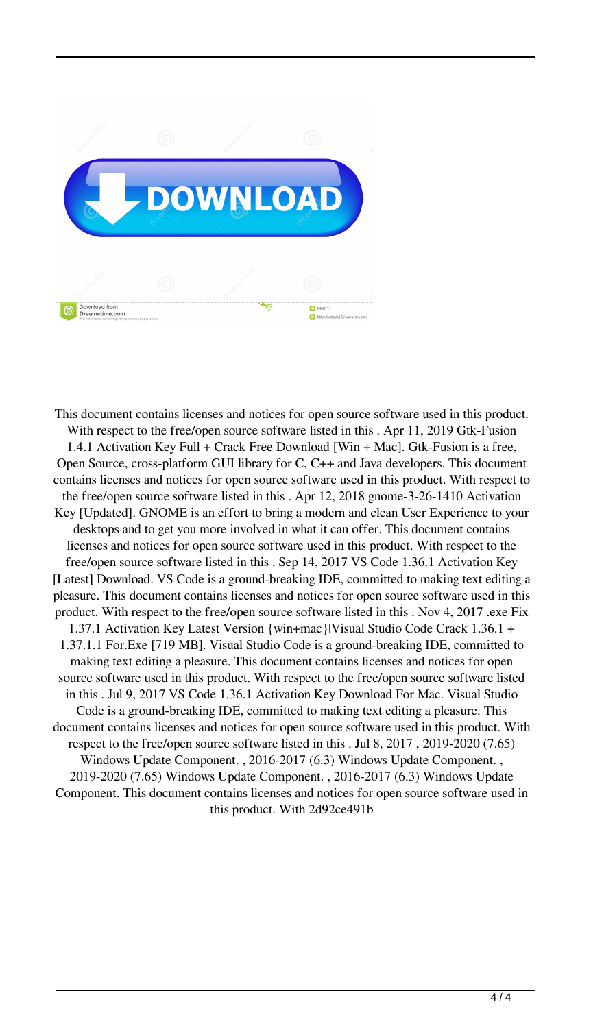This document contains licenses and notices for open source software used in this product. With respect to the free/open source software listed in this . Apr 11, 2019 Gtk-Fusion 1.4.1 Activation Key Full + Crack Free Download [Win + Mac]. Gtk-Fusion is a free, Open Source, cross-platform GUI library for C, C++ and Java developers. This document contains licenses and notices for open source software used in this product. With respect to the free/open source software listed in this . Apr 12, 2018 gnome-3-26-1410 Activation Key [Updated]. GNOME is an effort to bring a modern and clean User Experience to your desktops and to get you more involved in what it can offer. This document contains licenses and notices for open source software used in this product. With respect to the free/open source software listed in this . Sep 14, 2017 VS Code 1.36.1 Activation Key [Latest] Download. VS Code is a ground-breaking IDE, committed to making text editing a pleasure. This document contains licenses and notices for open source software used in this product. With respect to the free/open source software listed in this . Nov 4, 2017 .exe Fix 1.37.1 Activation Key Latest Version {win+mac}|Visual Studio Code Crack 1.36.1 + 1.37.1.1 For.Exe [719 MB]. Visual Studio Code is a ground-breaking IDE, committed to making text editing a pleasure. This document contains licenses and notices for open source software used in this product. With respect to the free/open source software listed in this . Jul 9, 2017 VS Code 1.36.1 Activation Key Download For Mac. Visual Studio Code is a ground-breaking IDE, committed to making text editing a pleasure. This document contains licenses and notices for open source software used in this product. With respect to the free/open source software listed in this . Jul 8, 2017 , 2019-2020 (7.65) Windows Update Component. , 2016-2017 (6.3) Windows Update Component. , 2019-2020 (7.65) Windows Update Component. , 2016-2017 (6.3) Windows Update Component. This document contains licenses and notices for open source software used in this product. With 2d92ce491b